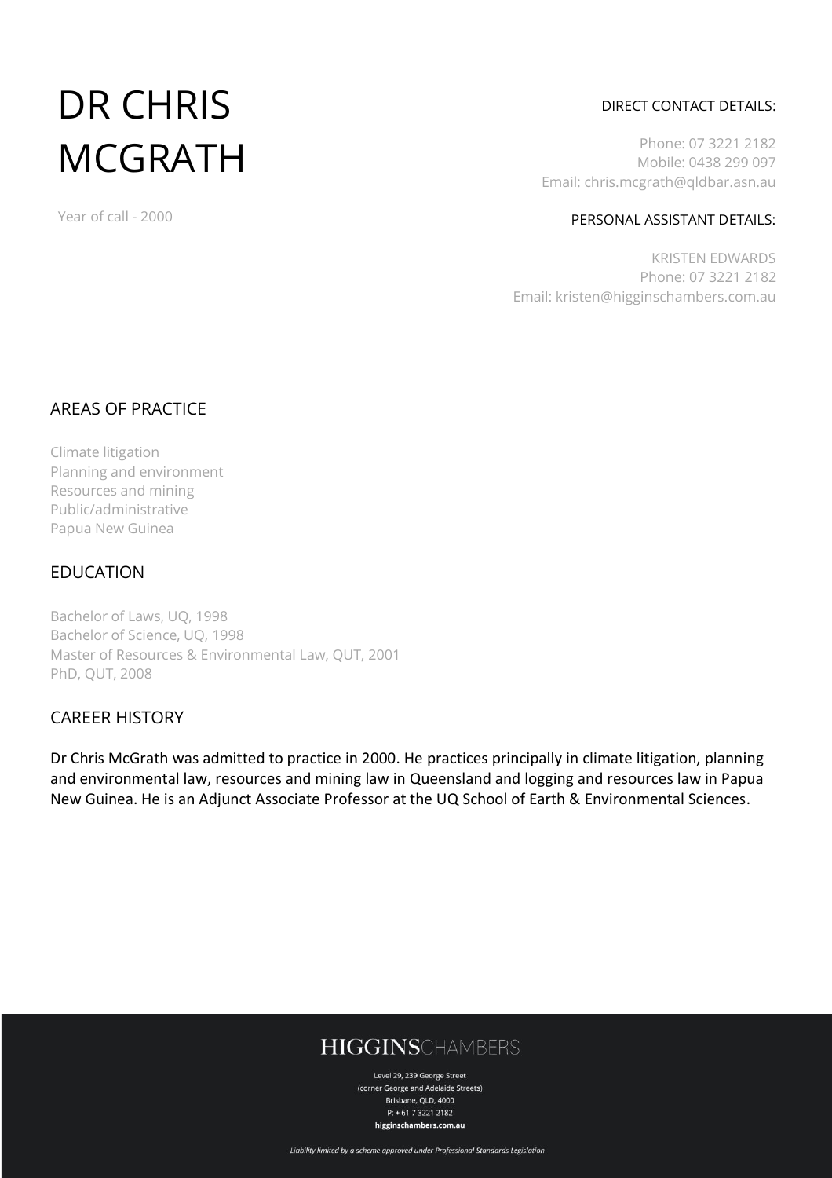# DR CHRIS MCGRATH

Year of call - 2000

DIRECT CONTACT DETAILS:

Phone: 07 3221 2182
Mobile: 0438 299 097
Email: chris.mcgrath@qldbar.asn.au

PERSONAL ASSISTANT DETAILS:

KRISTEN EDWARDS
Phone: 07 3221 2182
Email: kristen@higginschambers.com.au

## AREAS OF PRACTICE

Climate litigation
Planning and environment
Resources and mining
Public/administrative
Papua New Guinea

## EDUCATION

Bachelor of Laws, UQ, 1998
Bachelor of Science, UQ, 1998
Master of Resources & Environmental Law, QUT, 2001
PhD, QUT, 2008

## CAREER HISTORY

Dr Chris McGrath was admitted to practice in 2000. He practices principally in climate litigation, planning and environmental law, resources and mining law in Queensland and logging and resources law in Papua New Guinea. He is an Adjunct Associate Professor at the UQ School of Earth & Environmental Sciences.

**HIGGINS**CHAMBERS

Level 29, 239 George Street
(corner George and Adelaide Streets)
Brisbane, QLD, 4000
P: + 61 7 3221 2182
**higginschambers.com.au**

*Liability limited by a scheme approved under Professional Standards Legislation*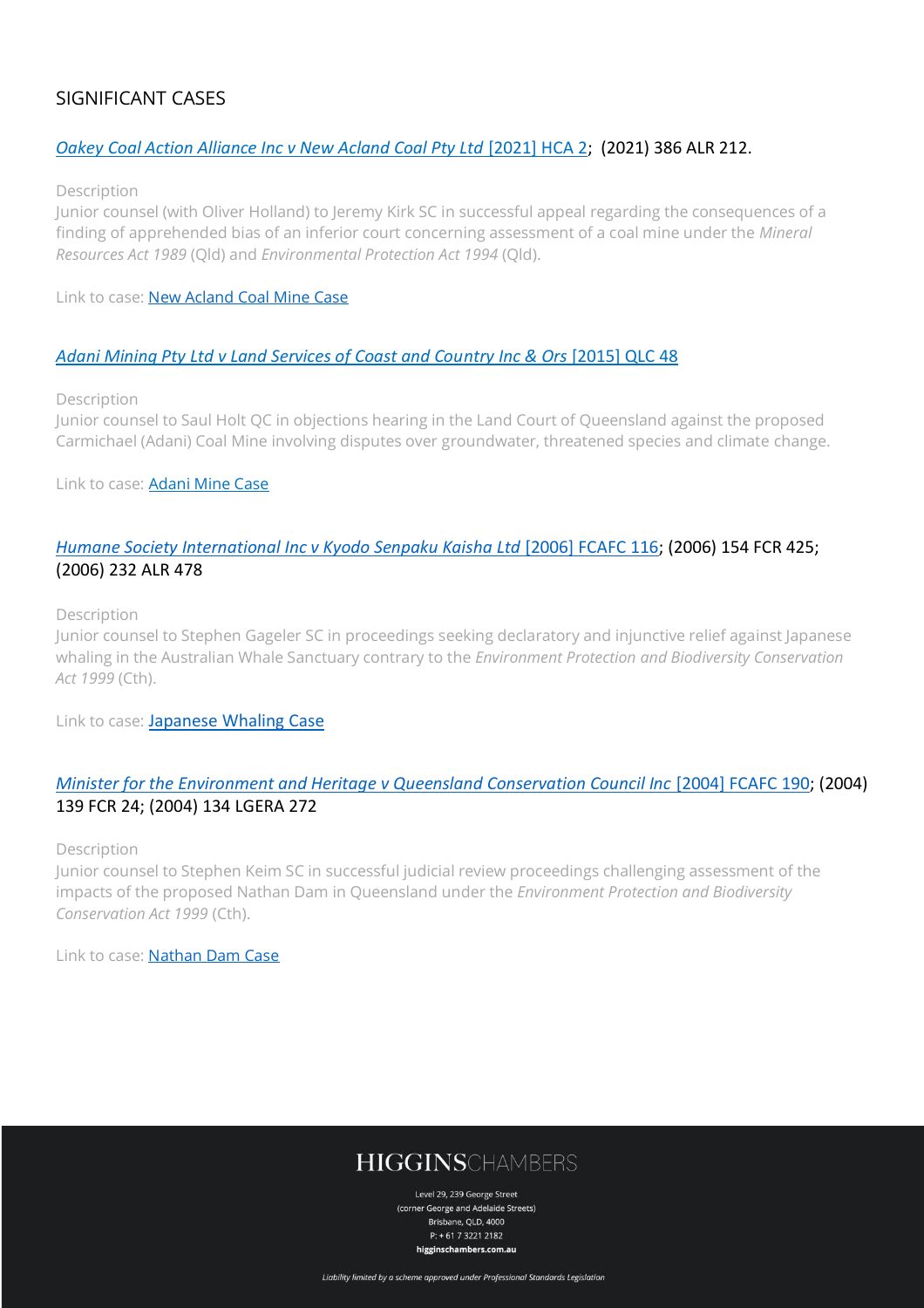## SIGNIFICANT CASES

### *Oakey Coal Action Alliance Inc v New Acland Coal Pty Ltd* [2021] HCA 2; (2021) 386 ALR 212.

Description

Junior counsel (with Oliver Holland) to Jeremy Kirk SC in successful appeal regarding the consequences of a finding of apprehended bias of an inferior court concerning assessment of a coal mine under the *Mineral Resources Act 1989* (Qld) and *Environmental Protection Act 1994* (Qld).

Link to case: New Acland Coal Mine Case

### *Adani Mining Pty Ltd v Land Services of Coast and Country Inc & Ors* [2015] QLC 48

Description

Junior counsel to Saul Holt QC in objections hearing in the Land Court of Queensland against the proposed Carmichael (Adani) Coal Mine involving disputes over groundwater, threatened species and climate change.

Link to case: Adani Mine Case

### *Humane Society International Inc v Kyodo Senpaku Kaisha Ltd* [2006] FCAFC 116; (2006) 154 FCR 425; (2006) 232 ALR 478

Description

Junior counsel to Stephen Gageler SC in proceedings seeking declaratory and injunctive relief against Japanese whaling in the Australian Whale Sanctuary contrary to the *Environment Protection and Biodiversity Conservation Act 1999* (Cth).

Link to case: Japanese Whaling Case

### *Minister for the Environment and Heritage v Queensland Conservation Council Inc* [2004] FCAFC 190; (2004) 139 FCR 24; (2004) 134 LGERA 272

Description

Junior counsel to Stephen Keim SC in successful judicial review proceedings challenging assessment of the impacts of the proposed Nathan Dam in Queensland under the *Environment Protection and Biodiversity Conservation Act 1999* (Cth).

Link to case: Nathan Dam Case

**HIGGINS**CHAMBERS

Level 29, 239 George Street
(corner George and Adelaide Streets)
Brisbane, QLD, 4000
P: + 61 7 3221 2182
**higginschambers.com.au**

*Liability limited by a scheme approved under Professional Standards Legislation*